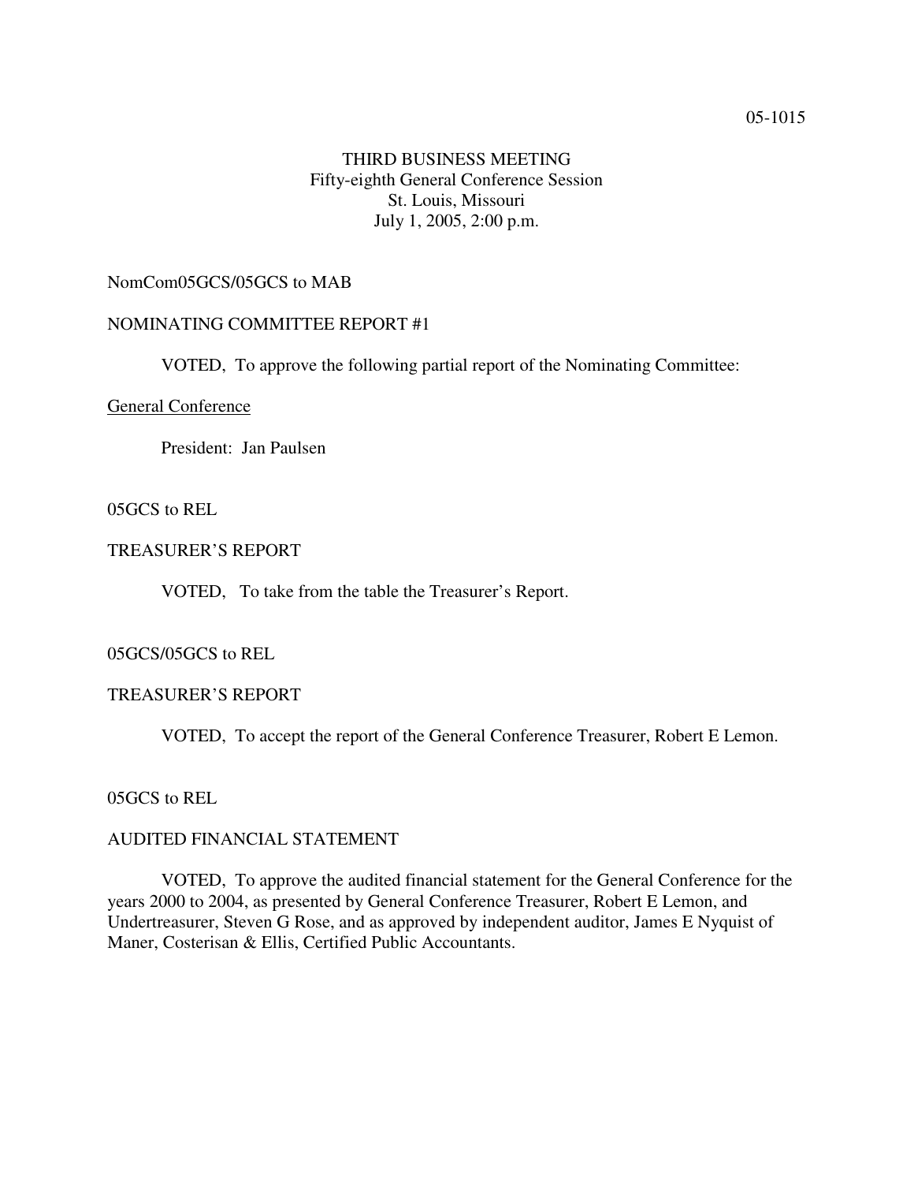05-1015

THIRD BUSINESS MEETING
Fifty-eighth General Conference Session
St. Louis, Missouri
July 1, 2005, 2:00 p.m.

NomCom05GCS/05GCS to MAB

NOMINATING COMMITTEE REPORT #1

VOTED, To approve the following partial report of the Nominating Committee:

General Conference

President: Jan Paulsen

05GCS to REL

TREASURER'S REPORT

VOTED, To take from the table the Treasurer's Report.

05GCS/05GCS to REL

TREASURER'S REPORT

VOTED, To accept the report of the General Conference Treasurer, Robert E Lemon.

05GCS to REL

AUDITED FINANCIAL STATEMENT

VOTED, To approve the audited financial statement for the General Conference for the years 2000 to 2004, as presented by General Conference Treasurer, Robert E Lemon, and Undertreasurer, Steven G Rose, and as approved by independent auditor, James E Nyquist of Maner, Costerisan & Ellis, Certified Public Accountants.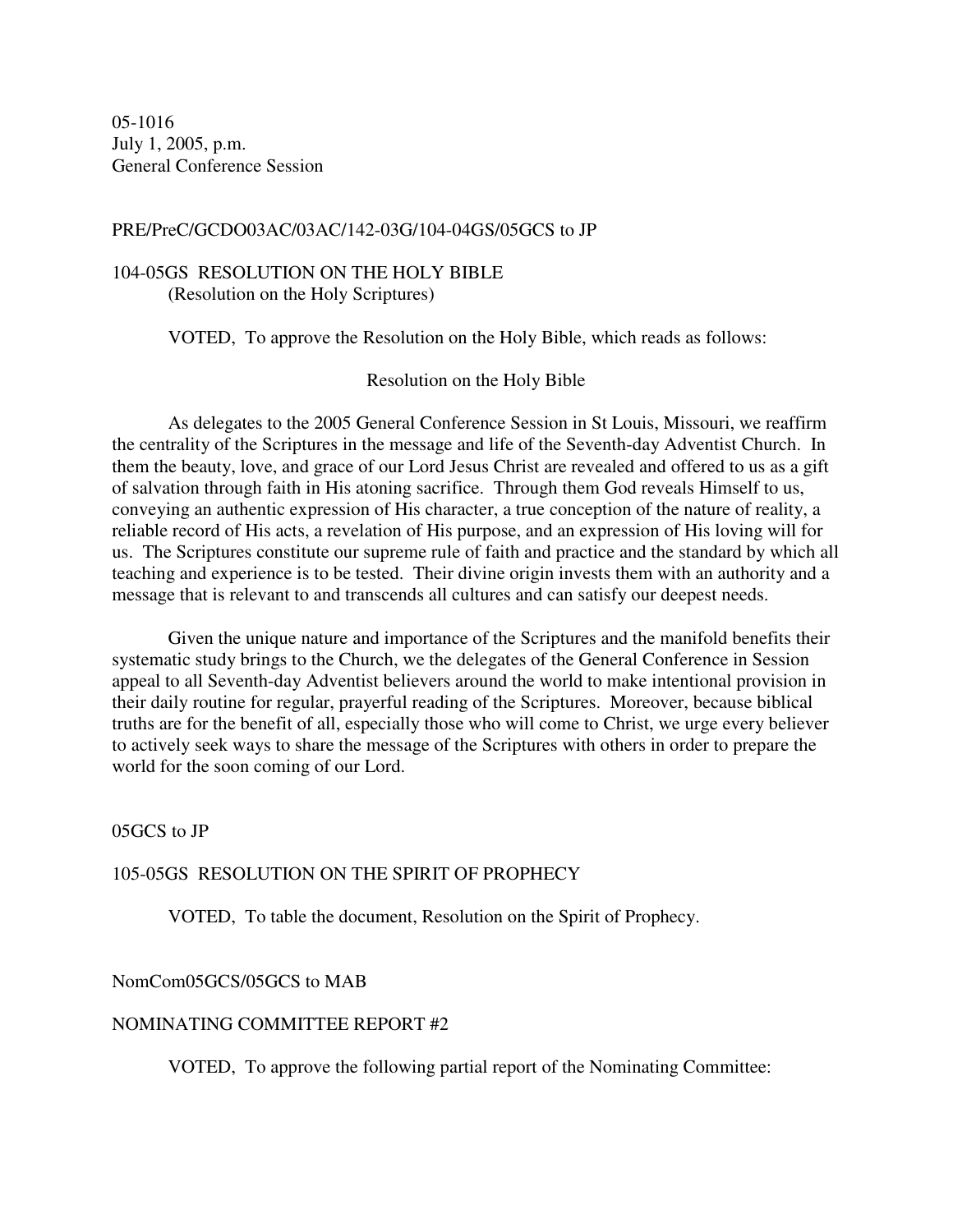05-1016
July 1, 2005, p.m.
General Conference Session

PRE/PreC/GCDO03AC/03AC/142-03G/104-04GS/05GCS to JP

104-05GS RESOLUTION ON THE HOLY BIBLE
(Resolution on the Holy Scriptures)

VOTED, To approve the Resolution on the Holy Bible, which reads as follows:

Resolution on the Holy Bible

As delegates to the 2005 General Conference Session in St Louis, Missouri, we reaffirm the centrality of the Scriptures in the message and life of the Seventh-day Adventist Church. In them the beauty, love, and grace of our Lord Jesus Christ are revealed and offered to us as a gift of salvation through faith in His atoning sacrifice. Through them God reveals Himself to us, conveying an authentic expression of His character, a true conception of the nature of reality, a reliable record of His acts, a revelation of His purpose, and an expression of His loving will for us. The Scriptures constitute our supreme rule of faith and practice and the standard by which all teaching and experience is to be tested. Their divine origin invests them with an authority and a message that is relevant to and transcends all cultures and can satisfy our deepest needs.

Given the unique nature and importance of the Scriptures and the manifold benefits their systematic study brings to the Church, we the delegates of the General Conference in Session appeal to all Seventh-day Adventist believers around the world to make intentional provision in their daily routine for regular, prayerful reading of the Scriptures. Moreover, because biblical truths are for the benefit of all, especially those who will come to Christ, we urge every believer to actively seek ways to share the message of the Scriptures with others in order to prepare the world for the soon coming of our Lord.

05GCS to JP

105-05GS RESOLUTION ON THE SPIRIT OF PROPHECY

VOTED, To table the document, Resolution on the Spirit of Prophecy.

NomCom05GCS/05GCS to MAB

NOMINATING COMMITTEE REPORT #2

VOTED, To approve the following partial report of the Nominating Committee: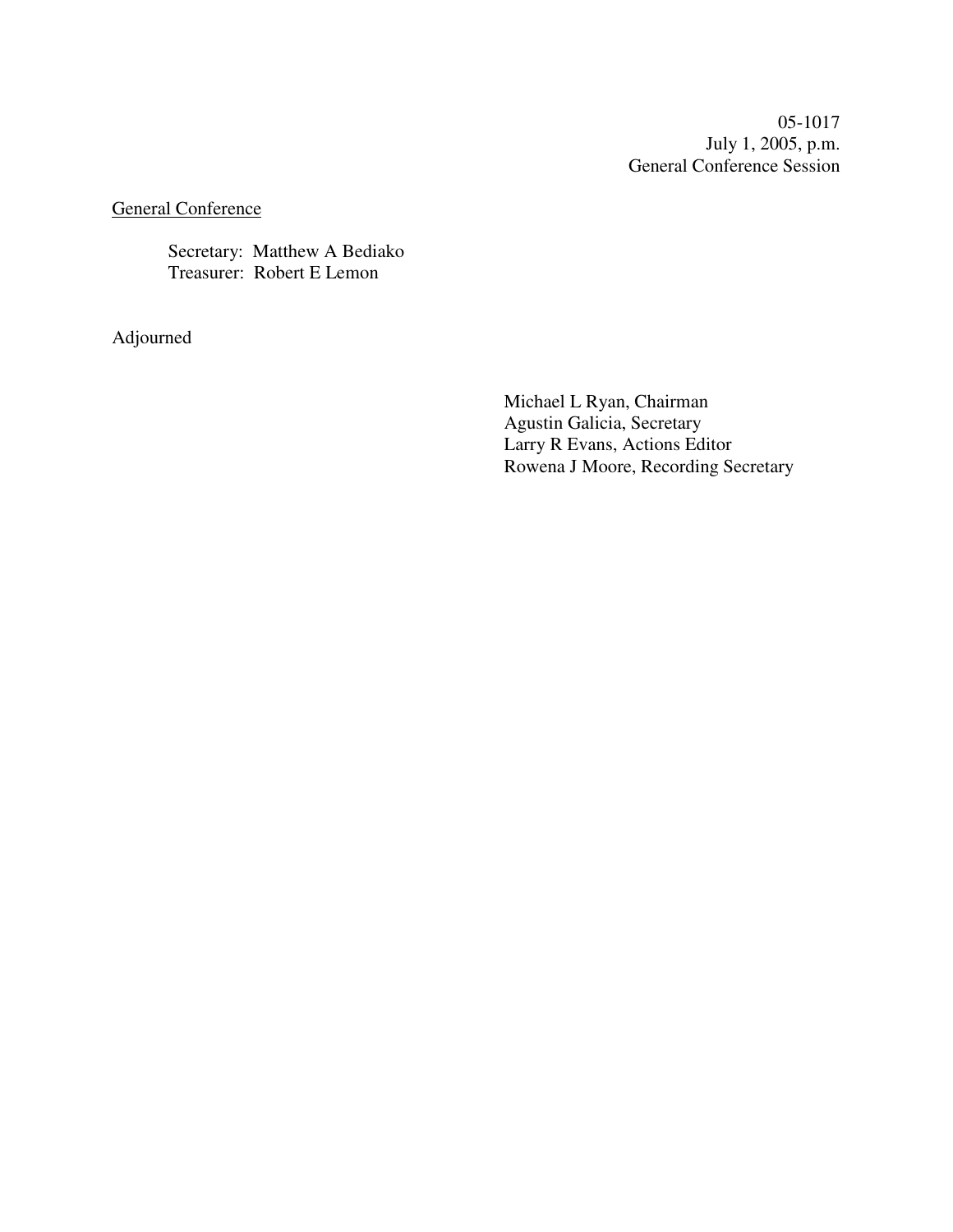05-1017
July 1, 2005, p.m.
General Conference Session

<u>General Conference</u>

Secretary: Matthew A Bediako
Treasurer: Robert E Lemon

Adjourned

Michael L Ryan, Chairman
Agustin Galicia, Secretary
Larry R Evans, Actions Editor
Rowena J Moore, Recording Secretary